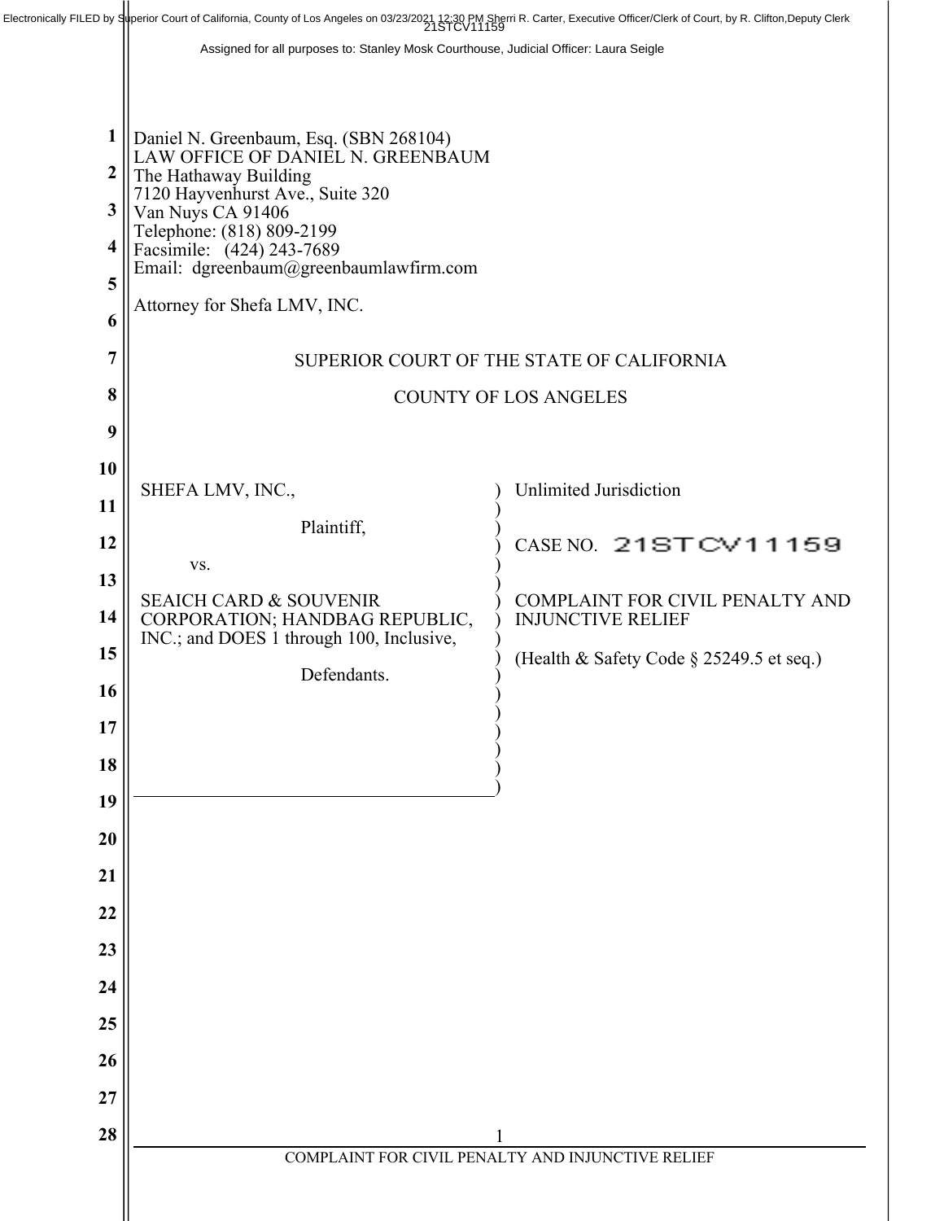Electronically FILED by Superior Court of California, County of Los Angeles on 03/23/2021 12:30 PM Sherri R. Carter, Executive Officer/Clerk of Court, by R. Clifton,Deputy Clerk
21STCV11159

Assigned for all purposes to: Stanley Mosk Courthouse, Judicial Officer: Laura Seigle

Daniel N. Greenbaum, Esq. (SBN 268104)
LAW OFFICE OF DANIEL N. GREENBAUM
The Hathaway Building
7120 Hayvenhurst Ave., Suite 320
Van Nuys CA 91406
Telephone: (818) 809-2199
Facsimile: (424) 243-7689
Email: dgreenbaum@greenbaumlawfirm.com

Attorney for Shefa LMV, INC.

SUPERIOR COURT OF THE STATE OF CALIFORNIA

COUNTY OF LOS ANGELES

| | |
|---|---|
| SHEFA LMV, INC., <br><br> Plaintiff, <br><br> vs. <br><br> SEAICH CARD & SOUVENIR CORPORATION; HANDBAG REPUBLIC, INC.; and DOES 1 through 100, Inclusive, <br><br> Defendants. | Unlimited Jurisdiction <br><br> CASE NO. 21STCV11159 <br><br> COMPLAINT FOR CIVIL PENALTY AND INJUNCTIVE RELIEF <br><br> (Health & Safety Code § 25249.5 et seq.) |

COMPLAINT FOR CIVIL PENALTY AND INJUNCTIVE RELIEF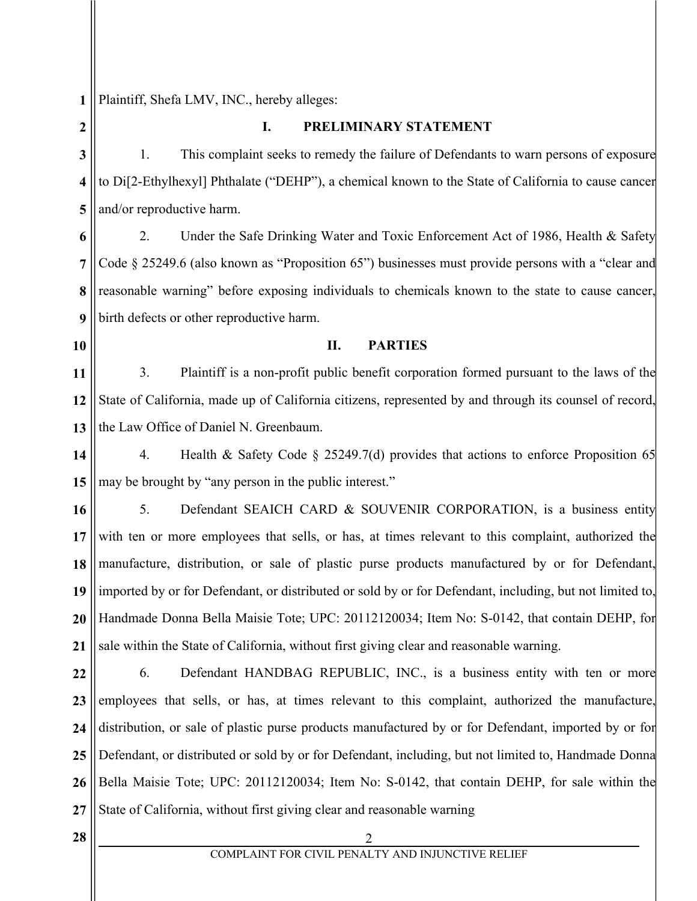Plaintiff, Shefa LMV, INC., hereby alleges:

## I. PRELIMINARY STATEMENT

1. This complaint seeks to remedy the failure of Defendants to warn persons of exposure to Di[2-Ethylhexyl] Phthalate ("DEHP"), a chemical known to the State of California to cause cancer and/or reproductive harm.

2. Under the Safe Drinking Water and Toxic Enforcement Act of 1986, Health & Safety Code § 25249.6 (also known as "Proposition 65") businesses must provide persons with a "clear and reasonable warning" before exposing individuals to chemicals known to the state to cause cancer, birth defects or other reproductive harm.

## II. PARTIES

3. Plaintiff is a non-profit public benefit corporation formed pursuant to the laws of the State of California, made up of California citizens, represented by and through its counsel of record, the Law Office of Daniel N. Greenbaum.

4. Health & Safety Code § 25249.7(d) provides that actions to enforce Proposition 65 may be brought by "any person in the public interest."

5. Defendant SEAICH CARD & SOUVENIR CORPORATION, is a business entity with ten or more employees that sells, or has, at times relevant to this complaint, authorized the manufacture, distribution, or sale of plastic purse products manufactured by or for Defendant, imported by or for Defendant, or distributed or sold by or for Defendant, including, but not limited to, Handmade Donna Bella Maisie Tote; UPC: 20112120034; Item No: S-0142, that contain DEHP, for sale within the State of California, without first giving clear and reasonable warning.

6. Defendant HANDBAG REPUBLIC, INC., is a business entity with ten or more employees that sells, or has, at times relevant to this complaint, authorized the manufacture, distribution, or sale of plastic purse products manufactured by or for Defendant, imported by or for Defendant, or distributed or sold by or for Defendant, including, but not limited to, Handmade Donna Bella Maisie Tote; UPC: 20112120034; Item No: S-0142, that contain DEHP, for sale within the State of California, without first giving clear and reasonable warning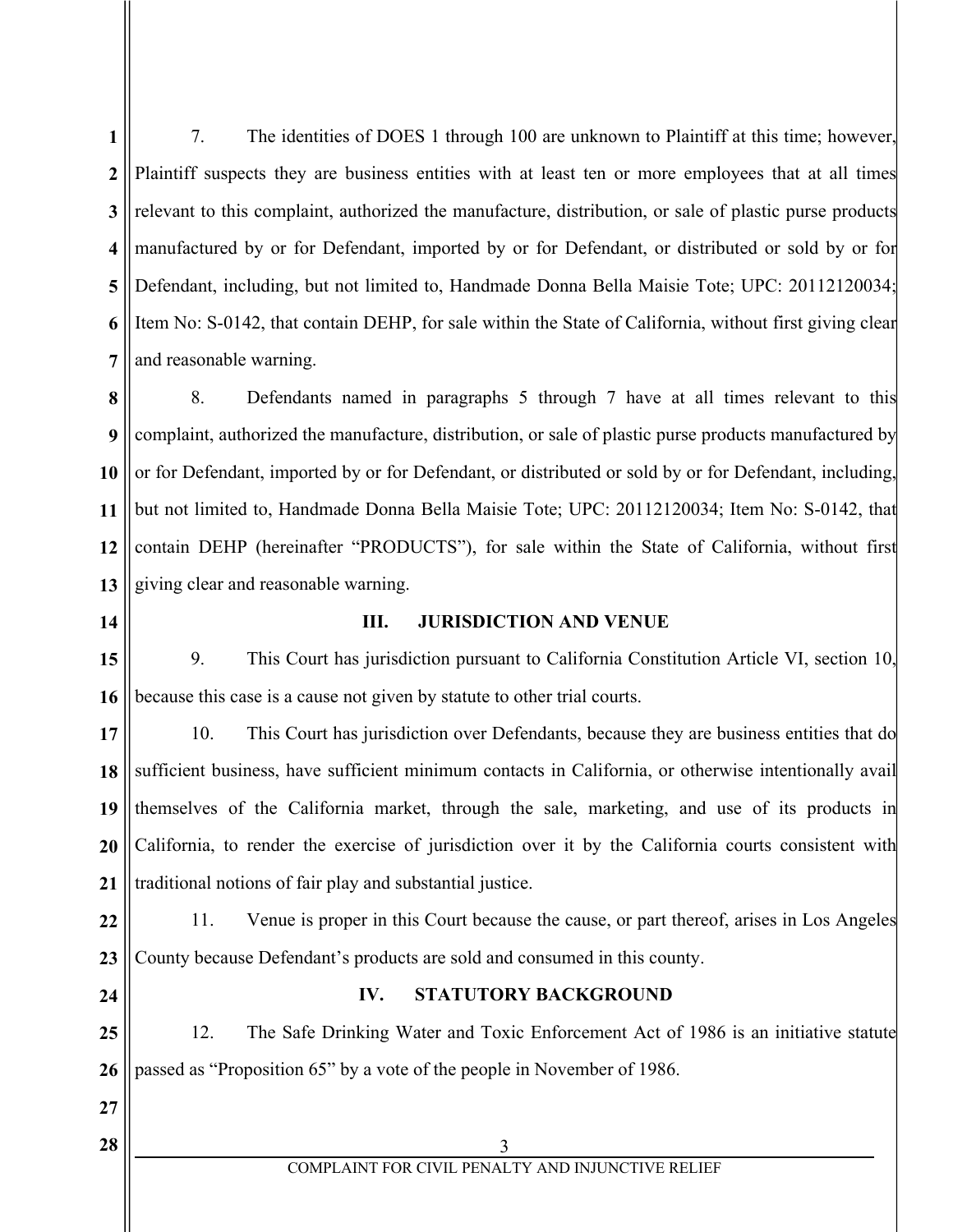7. The identities of DOES 1 through 100 are unknown to Plaintiff at this time; however, Plaintiff suspects they are business entities with at least ten or more employees that at all times relevant to this complaint, authorized the manufacture, distribution, or sale of plastic purse products manufactured by or for Defendant, imported by or for Defendant, or distributed or sold by or for Defendant, including, but not limited to, Handmade Donna Bella Maisie Tote; UPC: 20112120034; Item No: S-0142, that contain DEHP, for sale within the State of California, without first giving clear and reasonable warning.

8. Defendants named in paragraphs 5 through 7 have at all times relevant to this complaint, authorized the manufacture, distribution, or sale of plastic purse products manufactured by or for Defendant, imported by or for Defendant, or distributed or sold by or for Defendant, including, but not limited to, Handmade Donna Bella Maisie Tote; UPC: 20112120034; Item No: S-0142, that contain DEHP (hereinafter "PRODUCTS"), for sale within the State of California, without first giving clear and reasonable warning.

## III. JURISDICTION AND VENUE

9. This Court has jurisdiction pursuant to California Constitution Article VI, section 10, because this case is a cause not given by statute to other trial courts.

10. This Court has jurisdiction over Defendants, because they are business entities that do sufficient business, have sufficient minimum contacts in California, or otherwise intentionally avail themselves of the California market, through the sale, marketing, and use of its products in California, to render the exercise of jurisdiction over it by the California courts consistent with traditional notions of fair play and substantial justice.

11. Venue is proper in this Court because the cause, or part thereof, arises in Los Angeles County because Defendant's products are sold and consumed in this county.

## IV. STATUTORY BACKGROUND

12. The Safe Drinking Water and Toxic Enforcement Act of 1986 is an initiative statute passed as "Proposition 65" by a vote of the people in November of 1986.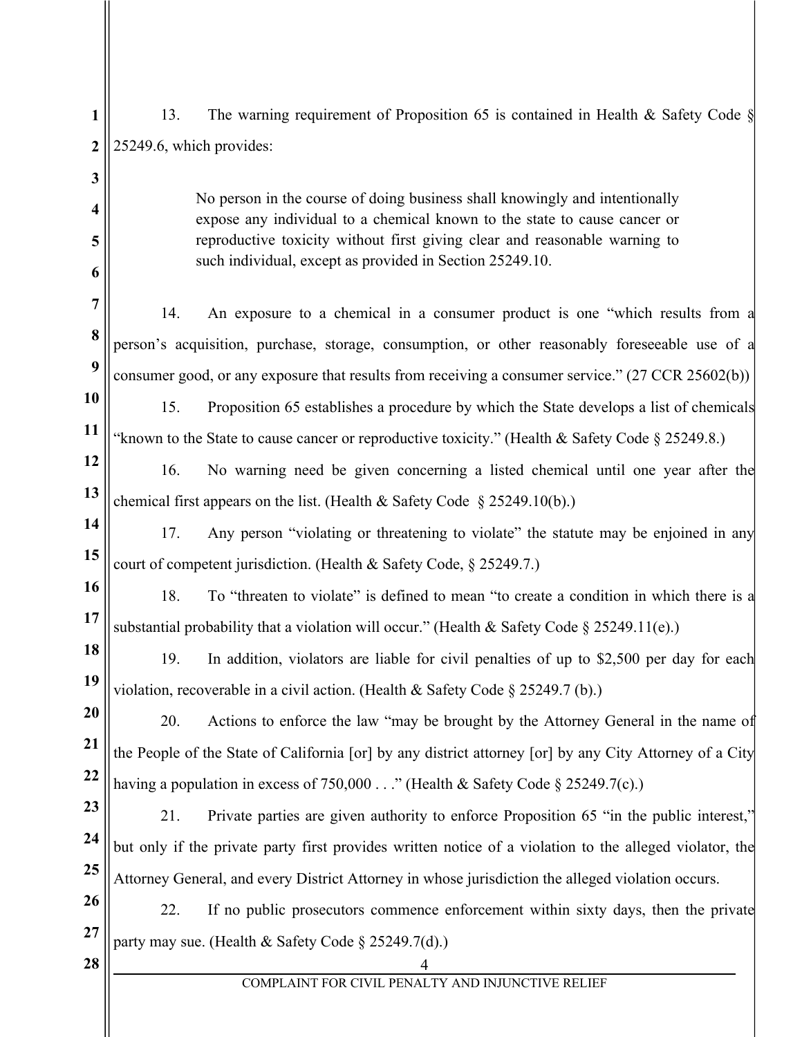13. The warning requirement of Proposition 65 is contained in Health & Safety Code § 25249.6, which provides:

> No person in the course of doing business shall knowingly and intentionally expose any individual to a chemical known to the state to cause cancer or reproductive toxicity without first giving clear and reasonable warning to such individual, except as provided in Section 25249.10.

14. An exposure to a chemical in a consumer product is one "which results from a person's acquisition, purchase, storage, consumption, or other reasonably foreseeable use of a consumer good, or any exposure that results from receiving a consumer service." (27 CCR 25602(b))

15. Proposition 65 establishes a procedure by which the State develops a list of chemicals "known to the State to cause cancer or reproductive toxicity." (Health & Safety Code § 25249.8.)

16. No warning need be given concerning a listed chemical until one year after the chemical first appears on the list. (Health & Safety Code § 25249.10(b).)

17. Any person "violating or threatening to violate" the statute may be enjoined in any court of competent jurisdiction. (Health & Safety Code, § 25249.7.)

18. To "threaten to violate" is defined to mean "to create a condition in which there is a substantial probability that a violation will occur." (Health & Safety Code § 25249.11(e).)

19. In addition, violators are liable for civil penalties of up to $2,500 per day for each violation, recoverable in a civil action. (Health & Safety Code § 25249.7 (b).)

20. Actions to enforce the law "may be brought by the Attorney General in the name of the People of the State of California [or] by any district attorney [or] by any City Attorney of a City having a population in excess of 750,000 . . ." (Health & Safety Code § 25249.7(c).)

21. Private parties are given authority to enforce Proposition 65 "in the public interest," but only if the private party first provides written notice of a violation to the alleged violator, the Attorney General, and every District Attorney in whose jurisdiction the alleged violation occurs.

22. If no public prosecutors commence enforcement within sixty days, then the private party may sue. (Health & Safety Code § 25249.7(d).)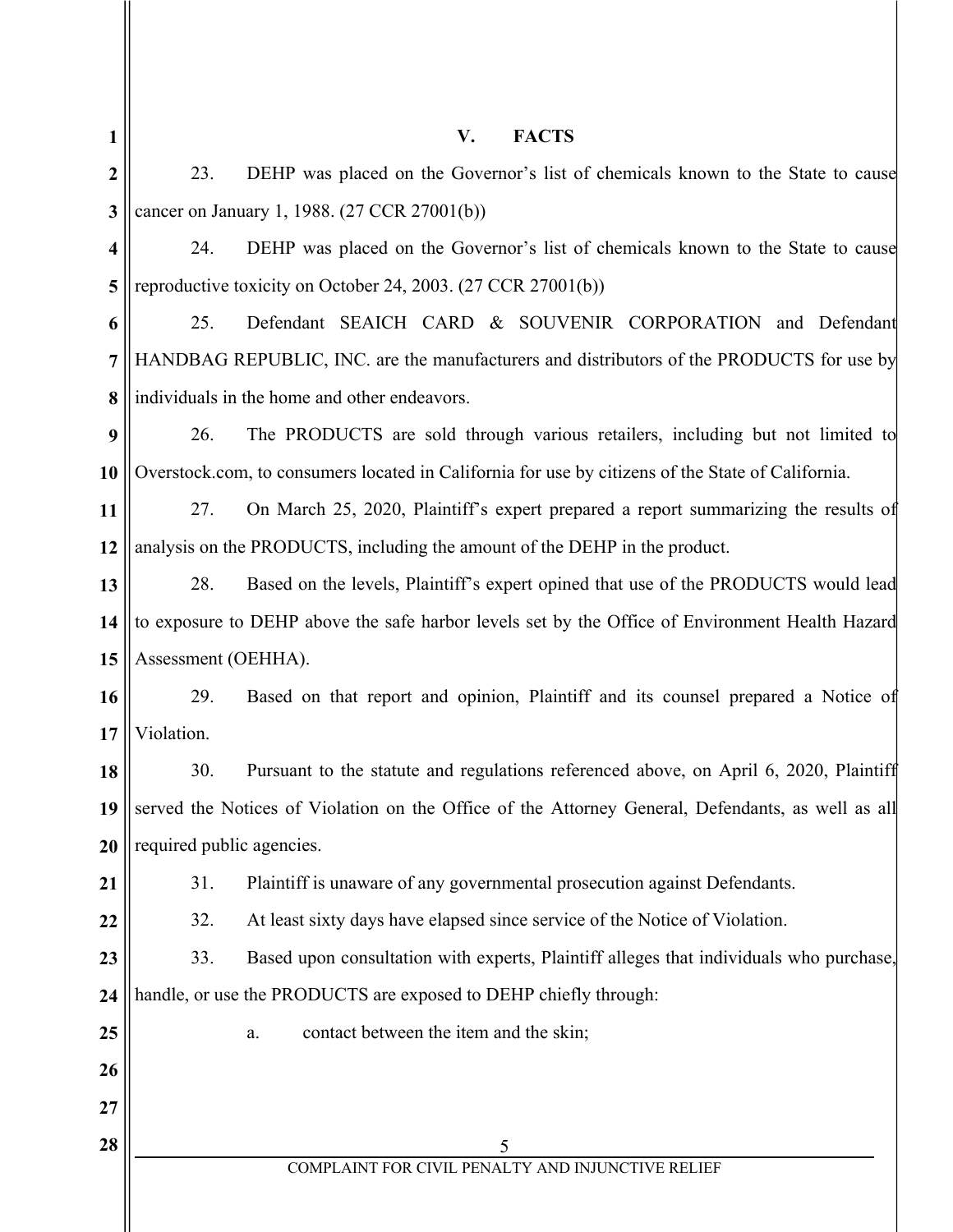## V. FACTS

23. DEHP was placed on the Governor's list of chemicals known to the State to cause cancer on January 1, 1988. (27 CCR 27001(b))

24. DEHP was placed on the Governor's list of chemicals known to the State to cause reproductive toxicity on October 24, 2003. (27 CCR 27001(b))

25. Defendant SEAICH CARD & SOUVENIR CORPORATION and Defendant HANDBAG REPUBLIC, INC. are the manufacturers and distributors of the PRODUCTS for use by individuals in the home and other endeavors.

26. The PRODUCTS are sold through various retailers, including but not limited to Overstock.com, to consumers located in California for use by citizens of the State of California.

27. On March 25, 2020, Plaintiff's expert prepared a report summarizing the results of analysis on the PRODUCTS, including the amount of the DEHP in the product.

28. Based on the levels, Plaintiff's expert opined that use of the PRODUCTS would lead to exposure to DEHP above the safe harbor levels set by the Office of Environment Health Hazard Assessment (OEHHA).

29. Based on that report and opinion, Plaintiff and its counsel prepared a Notice of Violation.

30. Pursuant to the statute and regulations referenced above, on April 6, 2020, Plaintiff served the Notices of Violation on the Office of the Attorney General, Defendants, as well as all required public agencies.

31. Plaintiff is unaware of any governmental prosecution against Defendants.

32. At least sixty days have elapsed since service of the Notice of Violation.

33. Based upon consultation with experts, Plaintiff alleges that individuals who purchase, handle, or use the PRODUCTS are exposed to DEHP chiefly through:

a. contact between the item and the skin;

COMPLAINT FOR CIVIL PENALTY AND INJUNCTIVE RELIEF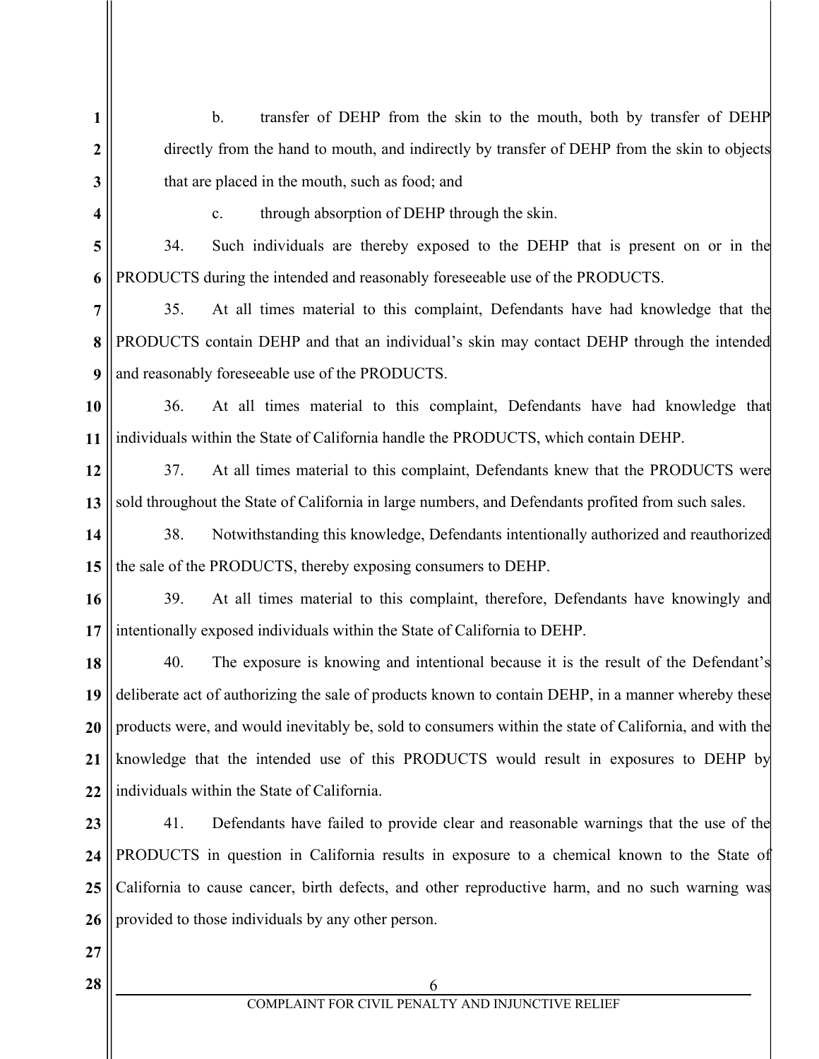b. transfer of DEHP from the skin to the mouth, both by transfer of DEHP directly from the hand to mouth, and indirectly by transfer of DEHP from the skin to objects that are placed in the mouth, such as food; and

c. through absorption of DEHP through the skin.

34. Such individuals are thereby exposed to the DEHP that is present on or in the PRODUCTS during the intended and reasonably foreseeable use of the PRODUCTS.

35. At all times material to this complaint, Defendants have had knowledge that the PRODUCTS contain DEHP and that an individual's skin may contact DEHP through the intended and reasonably foreseeable use of the PRODUCTS.

36. At all times material to this complaint, Defendants have had knowledge that individuals within the State of California handle the PRODUCTS, which contain DEHP.

37. At all times material to this complaint, Defendants knew that the PRODUCTS were sold throughout the State of California in large numbers, and Defendants profited from such sales.

38. Notwithstanding this knowledge, Defendants intentionally authorized and reauthorized the sale of the PRODUCTS, thereby exposing consumers to DEHP.

39. At all times material to this complaint, therefore, Defendants have knowingly and intentionally exposed individuals within the State of California to DEHP.

40. The exposure is knowing and intentional because it is the result of the Defendant's deliberate act of authorizing the sale of products known to contain DEHP, in a manner whereby these products were, and would inevitably be, sold to consumers within the state of California, and with the knowledge that the intended use of this PRODUCTS would result in exposures to DEHP by individuals within the State of California.

41. Defendants have failed to provide clear and reasonable warnings that the use of the PRODUCTS in question in California results in exposure to a chemical known to the State of California to cause cancer, birth defects, and other reproductive harm, and no such warning was provided to those individuals by any other person.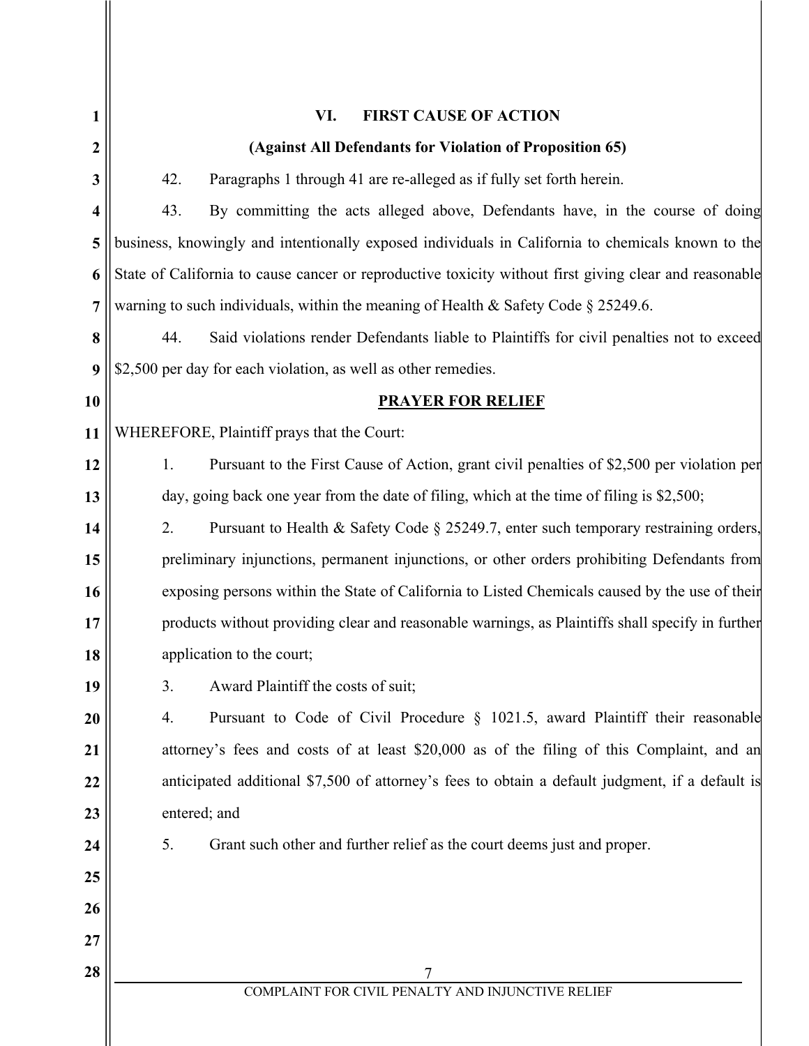## VI. FIRST CAUSE OF ACTION

**(Against All Defendants for Violation of Proposition 65)**

42. Paragraphs 1 through 41 are re-alleged as if fully set forth herein.

43. By committing the acts alleged above, Defendants have, in the course of doing business, knowingly and intentionally exposed individuals in California to chemicals known to the State of California to cause cancer or reproductive toxicity without first giving clear and reasonable warning to such individuals, within the meaning of Health & Safety Code § 25249.6.

44. Said violations render Defendants liable to Plaintiffs for civil penalties not to exceed $2,500 per day for each violation, as well as other remedies.

## PRAYER FOR RELIEF

WHEREFORE, Plaintiff prays that the Court:

1. Pursuant to the First Cause of Action, grant civil penalties of $2,500 per violation per day, going back one year from the date of filing, which at the time of filing is $2,500;
2. Pursuant to Health & Safety Code § 25249.7, enter such temporary restraining orders, preliminary injunctions, permanent injunctions, or other orders prohibiting Defendants from exposing persons within the State of California to Listed Chemicals caused by the use of their products without providing clear and reasonable warnings, as Plaintiffs shall specify in further application to the court;
3. Award Plaintiff the costs of suit;
4. Pursuant to Code of Civil Procedure § 1021.5, award Plaintiff their reasonable attorney's fees and costs of at least $20,000 as of the filing of this Complaint, and an anticipated additional $7,500 of attorney's fees to obtain a default judgment, if a default is entered; and
5. Grant such other and further relief as the court deems just and proper.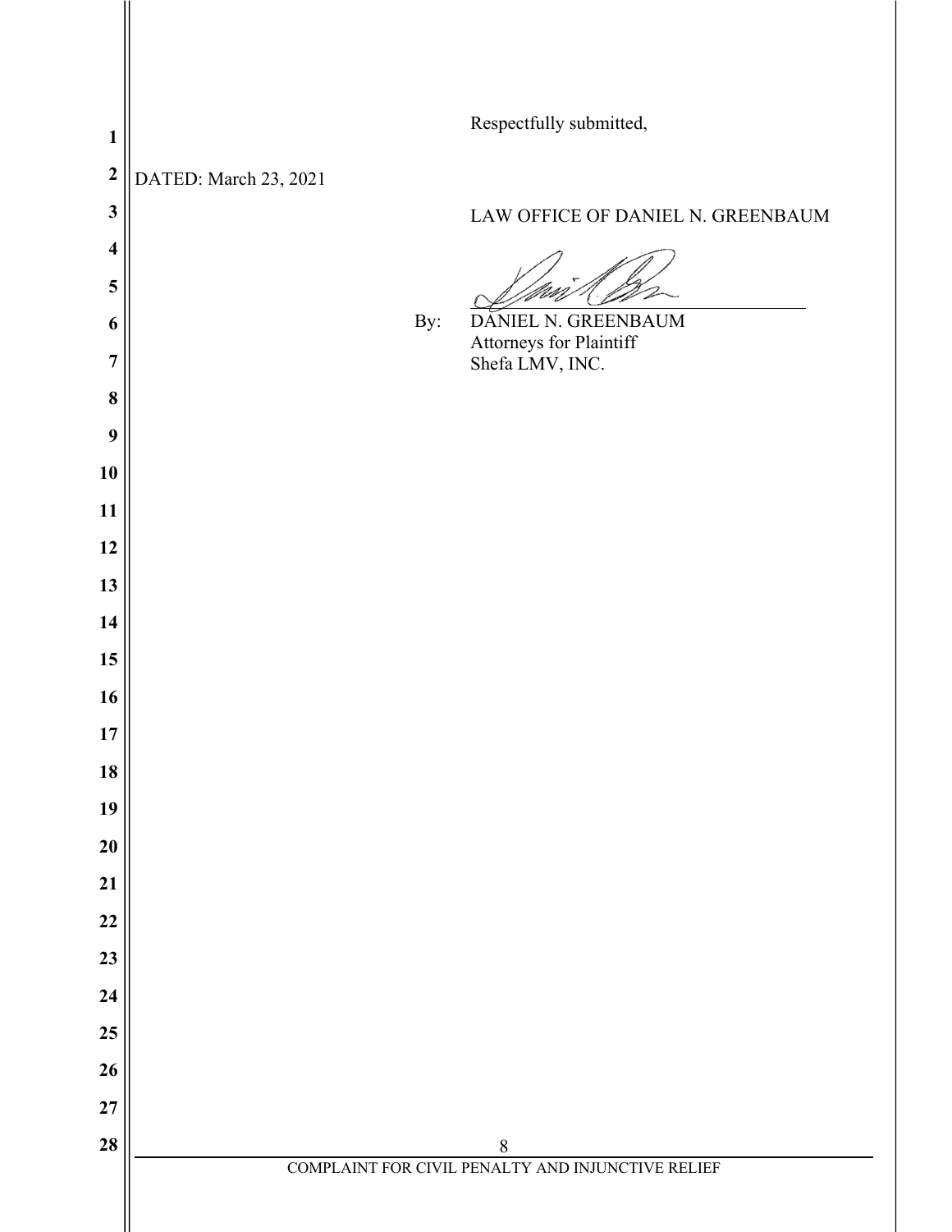Respectfully submitted,

DATED: March 23, 2021

LAW OFFICE OF DANIEL N. GREENBAUM

By: DANIEL N. GREENBAUM
Attorneys for Plaintiff
Shefa LMV, INC.

COMPLAINT FOR CIVIL PENALTY AND INJUNCTIVE RELIEF